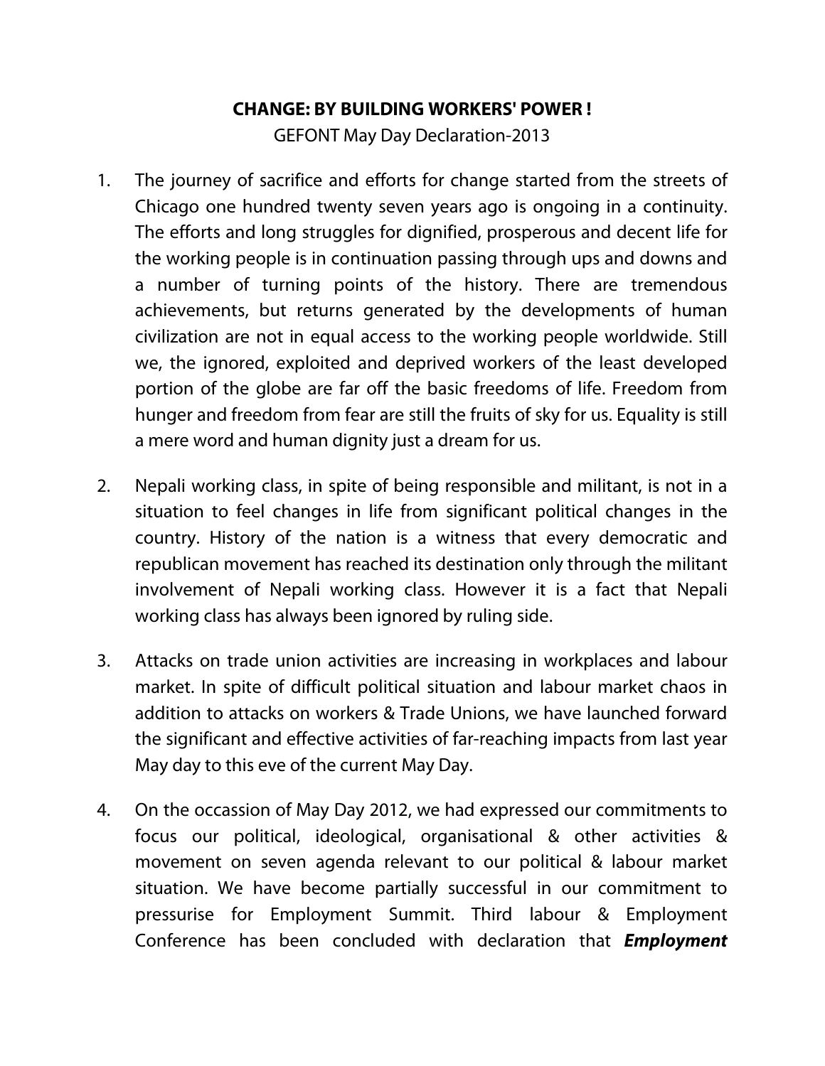# CHANGE: BY BUILDING WORKERS' POWER !

GEFONT May Day Declaration-2013

1. The journey of sacrifice and efforts for change started from the streets of Chicago one hundred twenty seven years ago is ongoing in a continuity. The efforts and long struggles for dignified, prosperous and decent life for the working people is in continuation passing through ups and downs and a number of turning points of the history. There are tremendous achievements, but returns generated by the developments of human civilization are not in equal access to the working people worldwide. Still we, the ignored, exploited and deprived workers of the least developed portion of the globe are far off the basic freedoms of life. Freedom from hunger and freedom from fear are still the fruits of sky for us. Equality is still a mere word and human dignity just a dream for us.

2. Nepali working class, in spite of being responsible and militant, is not in a situation to feel changes in life from significant political changes in the country. History of the nation is a witness that every democratic and republican movement has reached its destination only through the militant involvement of Nepali working class. However it is a fact that Nepali working class has always been ignored by ruling side.

3. Attacks on trade union activities are increasing in workplaces and labour market. In spite of difficult political situation and labour market chaos in addition to attacks on workers & Trade Unions, we have launched forward the significant and effective activities of far-reaching impacts from last year May day to this eve of the current May Day.

4. On the occassion of May Day 2012, we had expressed our commitments to focus our political, ideological, organisational & other activities & movement on seven agenda relevant to our political & labour market situation. We have become partially successful in our commitment to pressurise for Employment Summit. Third labour & Employment Conference has been concluded with declaration that ***Employment***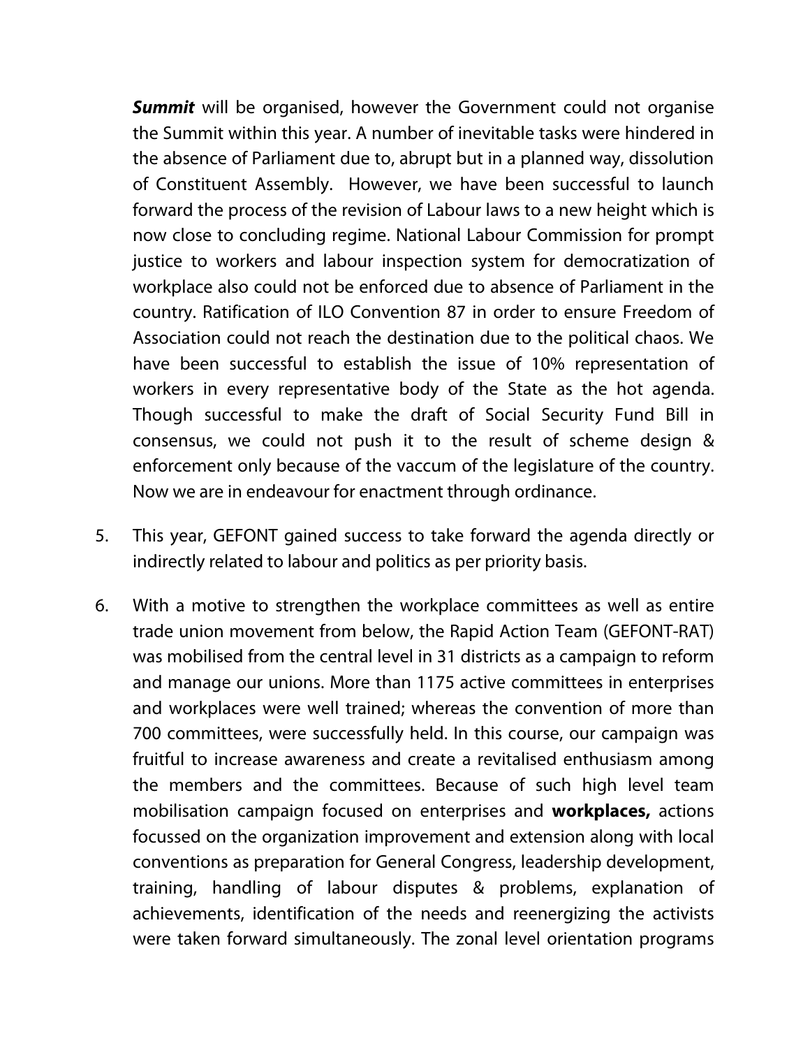***Summit*** will be organised, however the Government could not organise the Summit within this year. A number of inevitable tasks were hindered in the absence of Parliament due to, abrupt but in a planned way, dissolution of Constituent Assembly. However, we have been successful to launch forward the process of the revision of Labour laws to a new height which is now close to concluding regime. National Labour Commission for prompt justice to workers and labour inspection system for democratization of workplace also could not be enforced due to absence of Parliament in the country. Ratification of ILO Convention 87 in order to ensure Freedom of Association could not reach the destination due to the political chaos. We have been successful to establish the issue of 10% representation of workers in every representative body of the State as the hot agenda. Though successful to make the draft of Social Security Fund Bill in consensus, we could not push it to the result of scheme design & enforcement only because of the vaccum of the legislature of the country. Now we are in endeavour for enactment through ordinance.

5. This year, GEFONT gained success to take forward the agenda directly or indirectly related to labour and politics as per priority basis.

6. With a motive to strengthen the workplace committees as well as entire trade union movement from below, the Rapid Action Team (GEFONT-RAT) was mobilised from the central level in 31 districts as a campaign to reform and manage our unions. More than 1175 active committees in enterprises and workplaces were well trained; whereas the convention of more than 700 committees, were successfully held. In this course, our campaign was fruitful to increase awareness and create a revitalised enthusiasm among the members and the committees. Because of such high level team mobilisation campaign focused on enterprises and **workplaces,** actions focussed on the organization improvement and extension along with local conventions as preparation for General Congress, leadership development, training, handling of labour disputes & problems, explanation of achievements, identification of the needs and reenergizing the activists were taken forward simultaneously. The zonal level orientation programs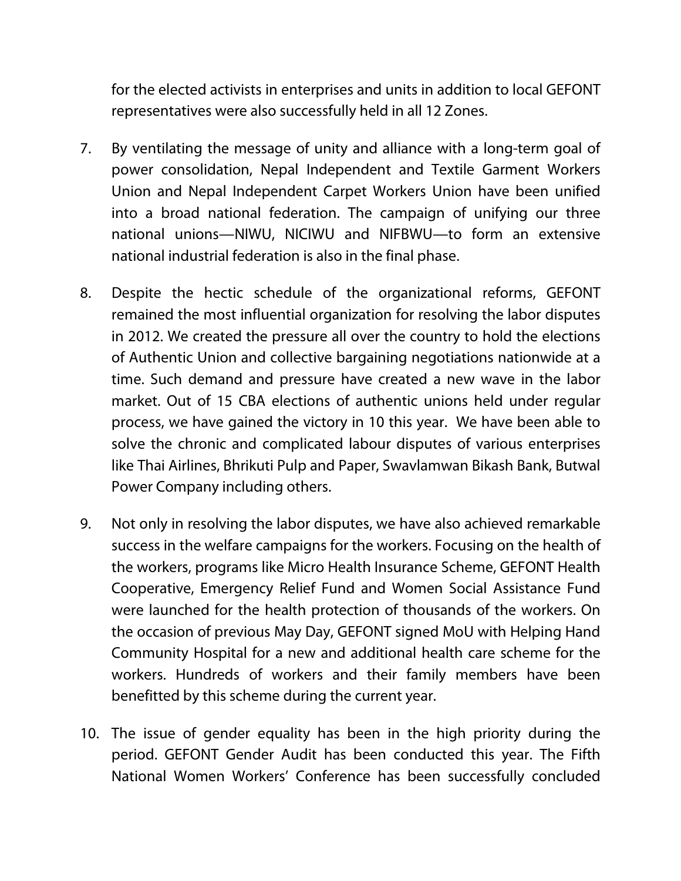for the elected activists in enterprises and units in addition to local GEFONT representatives were also successfully held in all 12 Zones.

7. By ventilating the message of unity and alliance with a long-term goal of power consolidation, Nepal Independent and Textile Garment Workers Union and Nepal Independent Carpet Workers Union have been unified into a broad national federation. The campaign of unifying our three national unions—NIWU, NICIWU and NIFBWU—to form an extensive national industrial federation is also in the final phase.

8. Despite the hectic schedule of the organizational reforms, GEFONT remained the most influential organization for resolving the labor disputes in 2012. We created the pressure all over the country to hold the elections of Authentic Union and collective bargaining negotiations nationwide at a time. Such demand and pressure have created a new wave in the labor market. Out of 15 CBA elections of authentic unions held under regular process, we have gained the victory in 10 this year. We have been able to solve the chronic and complicated labour disputes of various enterprises like Thai Airlines, Bhrikuti Pulp and Paper, Swavlamwan Bikash Bank, Butwal Power Company including others.

9. Not only in resolving the labor disputes, we have also achieved remarkable success in the welfare campaigns for the workers. Focusing on the health of the workers, programs like Micro Health Insurance Scheme, GEFONT Health Cooperative, Emergency Relief Fund and Women Social Assistance Fund were launched for the health protection of thousands of the workers. On the occasion of previous May Day, GEFONT signed MoU with Helping Hand Community Hospital for a new and additional health care scheme for the workers. Hundreds of workers and their family members have been benefitted by this scheme during the current year.

10. The issue of gender equality has been in the high priority during the period. GEFONT Gender Audit has been conducted this year. The Fifth National Women Workers' Conference has been successfully concluded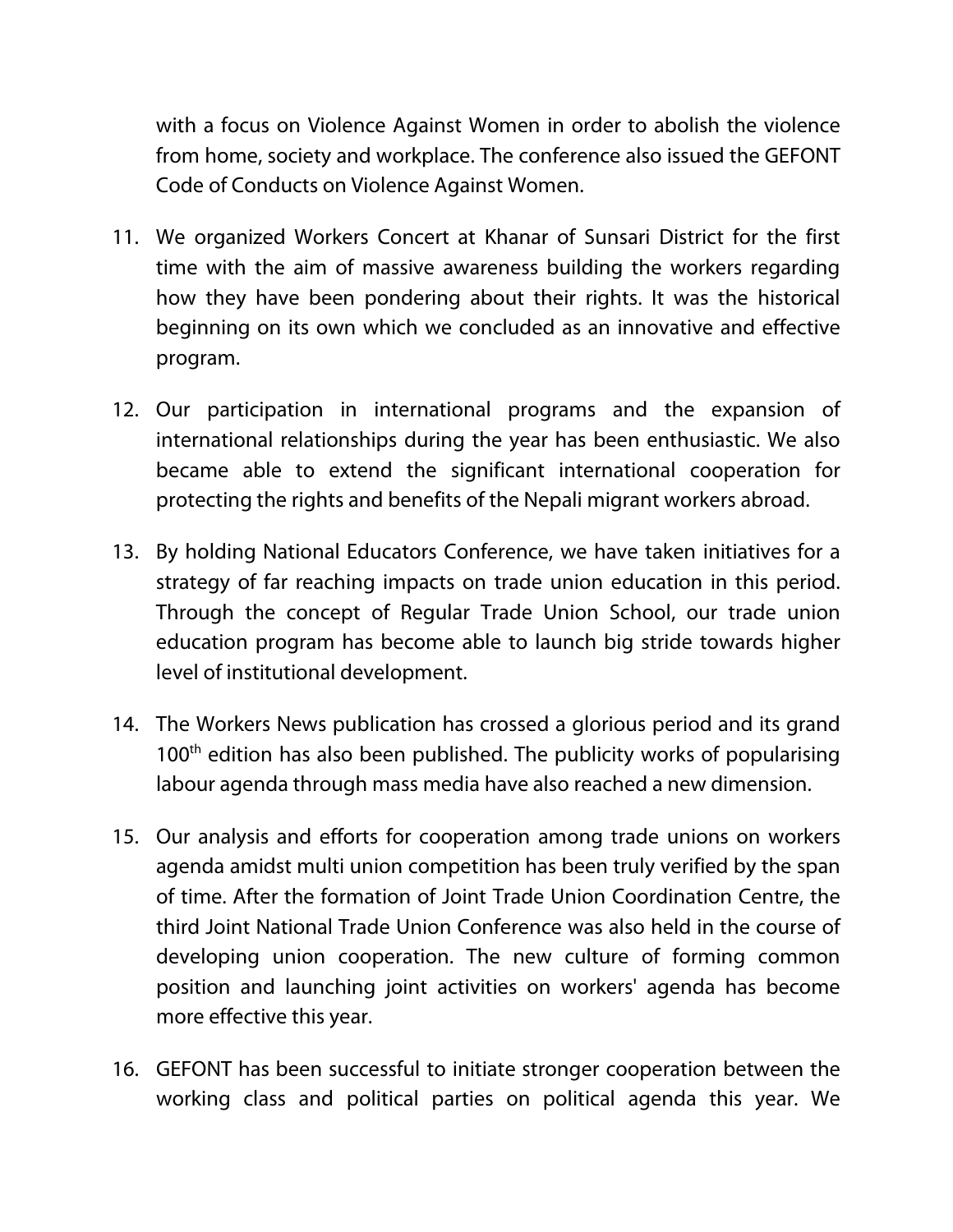with a focus on Violence Against Women in order to abolish the violence from home, society and workplace. The conference also issued the GEFONT Code of Conducts on Violence Against Women.

11. We organized Workers Concert at Khanar of Sunsari District for the first time with the aim of massive awareness building the workers regarding how they have been pondering about their rights. It was the historical beginning on its own which we concluded as an innovative and effective program.

12. Our participation in international programs and the expansion of international relationships during the year has been enthusiastic. We also became able to extend the significant international cooperation for protecting the rights and benefits of the Nepali migrant workers abroad.

13. By holding National Educators Conference, we have taken initiatives for a strategy of far reaching impacts on trade union education in this period. Through the concept of Regular Trade Union School, our trade union education program has become able to launch big stride towards higher level of institutional development.

14. The Workers News publication has crossed a glorious period and its grand 100th edition has also been published. The publicity works of popularising labour agenda through mass media have also reached a new dimension.

15. Our analysis and efforts for cooperation among trade unions on workers agenda amidst multi union competition has been truly verified by the span of time. After the formation of Joint Trade Union Coordination Centre, the third Joint National Trade Union Conference was also held in the course of developing union cooperation. The new culture of forming common position and launching joint activities on workers' agenda has become more effective this year.

16. GEFONT has been successful to initiate stronger cooperation between the working class and political parties on political agenda this year. We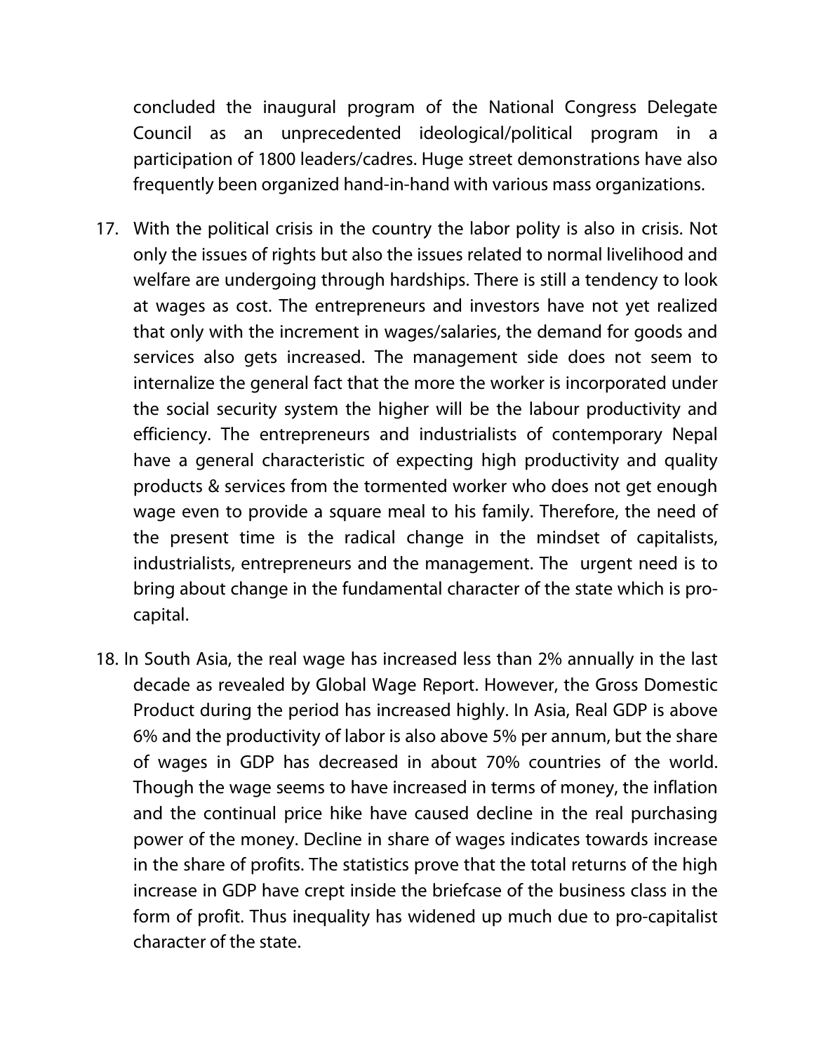concluded the inaugural program of the National Congress Delegate Council as an unprecedented ideological/political program in a participation of 1800 leaders/cadres. Huge street demonstrations have also frequently been organized hand-in-hand with various mass organizations.

17. With the political crisis in the country the labor polity is also in crisis. Not only the issues of rights but also the issues related to normal livelihood and welfare are undergoing through hardships. There is still a tendency to look at wages as cost. The entrepreneurs and investors have not yet realized that only with the increment in wages/salaries, the demand for goods and services also gets increased. The management side does not seem to internalize the general fact that the more the worker is incorporated under the social security system the higher will be the labour productivity and efficiency. The entrepreneurs and industrialists of contemporary Nepal have a general characteristic of expecting high productivity and quality products & services from the tormented worker who does not get enough wage even to provide a square meal to his family. Therefore, the need of the present time is the radical change in the mindset of capitalists, industrialists, entrepreneurs and the management. The urgent need is to bring about change in the fundamental character of the state which is pro-capital.

18. In South Asia, the real wage has increased less than 2% annually in the last decade as revealed by Global Wage Report. However, the Gross Domestic Product during the period has increased highly. In Asia, Real GDP is above 6% and the productivity of labor is also above 5% per annum, but the share of wages in GDP has decreased in about 70% countries of the world. Though the wage seems to have increased in terms of money, the inflation and the continual price hike have caused decline in the real purchasing power of the money. Decline in share of wages indicates towards increase in the share of profits. The statistics prove that the total returns of the high increase in GDP have crept inside the briefcase of the business class in the form of profit. Thus inequality has widened up much due to pro-capitalist character of the state.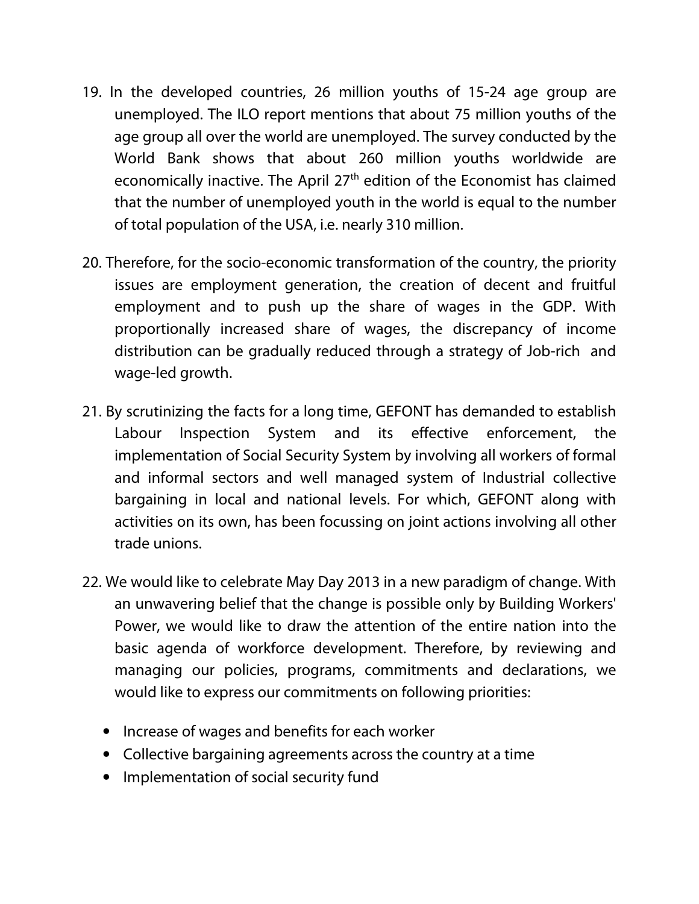19. In the developed countries, 26 million youths of 15-24 age group are unemployed. The ILO report mentions that about 75 million youths of the age group all over the world are unemployed. The survey conducted by the World Bank shows that about 260 million youths worldwide are economically inactive. The April 27th edition of the Economist has claimed that the number of unemployed youth in the world is equal to the number of total population of the USA, i.e. nearly 310 million.

20. Therefore, for the socio-economic transformation of the country, the priority issues are employment generation, the creation of decent and fruitful employment and to push up the share of wages in the GDP. With proportionally increased share of wages, the discrepancy of income distribution can be gradually reduced through a strategy of Job-rich and wage-led growth.

21. By scrutinizing the facts for a long time, GEFONT has demanded to establish Labour Inspection System and its effective enforcement, the implementation of Social Security System by involving all workers of formal and informal sectors and well managed system of Industrial collective bargaining in local and national levels. For which, GEFONT along with activities on its own, has been focussing on joint actions involving all other trade unions.

22. We would like to celebrate May Day 2013 in a new paradigm of change. With an unwavering belief that the change is possible only by Building Workers' Power, we would like to draw the attention of the entire nation into the basic agenda of workforce development. Therefore, by reviewing and managing our policies, programs, commitments and declarations, we would like to express our commitments on following priorities:

    - Increase of wages and benefits for each worker
    - Collective bargaining agreements across the country at a time
    - Implementation of social security fund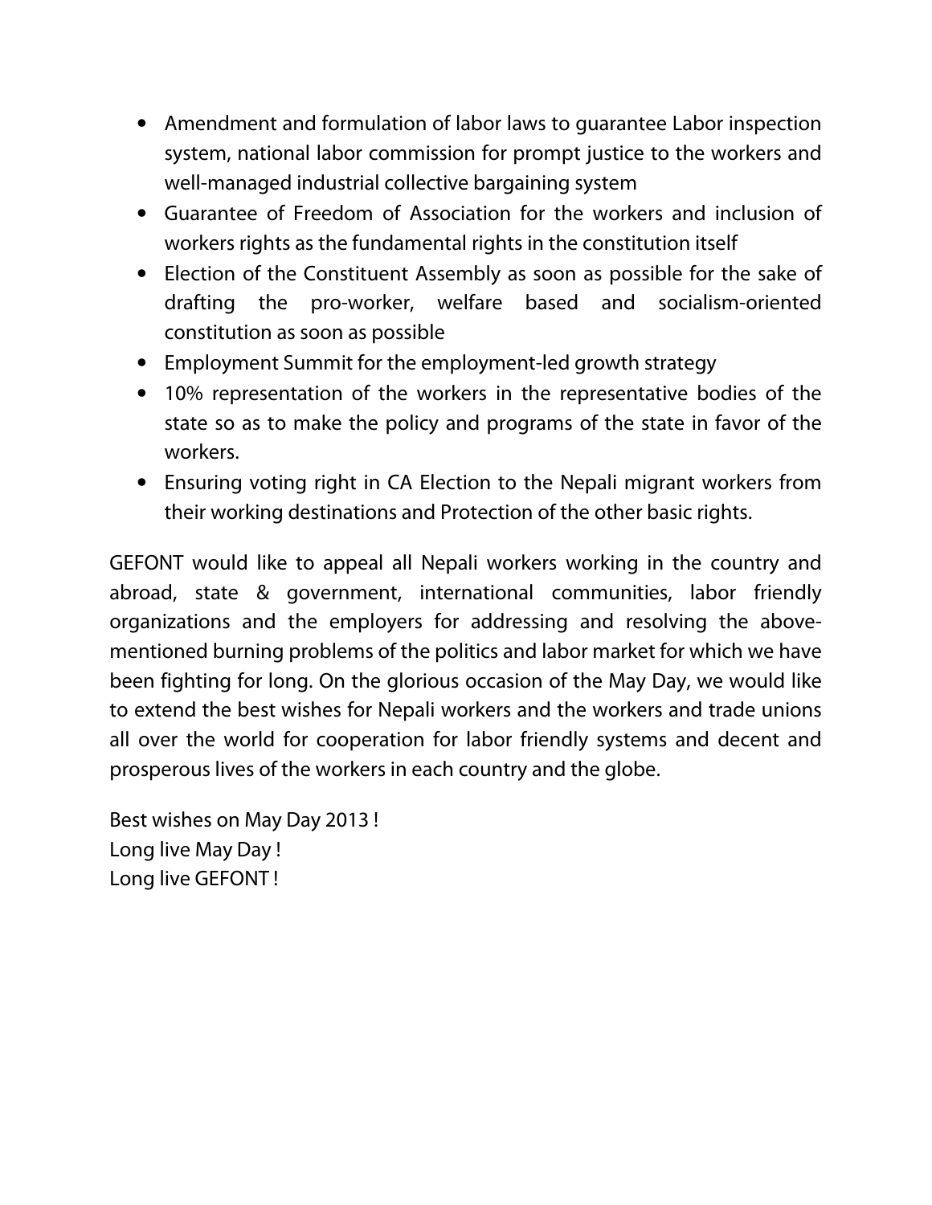- Amendment and formulation of labor laws to guarantee Labor inspection system, national labor commission for prompt justice to the workers and well-managed industrial collective bargaining system
- Guarantee of Freedom of Association for the workers and inclusion of workers rights as the fundamental rights in the constitution itself
- Election of the Constituent Assembly as soon as possible for the sake of drafting the pro-worker, welfare based and socialism-oriented constitution as soon as possible
- Employment Summit for the employment-led growth strategy
- 10% representation of the workers in the representative bodies of the state so as to make the policy and programs of the state in favor of the workers.
- Ensuring voting right in CA Election to the Nepali migrant workers from their working destinations and Protection of the other basic rights.

GEFONT would like to appeal all Nepali workers working in the country and abroad, state & government, international communities, labor friendly organizations and the employers for addressing and resolving the above-mentioned burning problems of the politics and labor market for which we have been fighting for long. On the glorious occasion of the May Day, we would like to extend the best wishes for Nepali workers and the workers and trade unions all over the world for cooperation for labor friendly systems and decent and prosperous lives of the workers in each country and the globe.

Best wishes on May Day 2013 !
Long live May Day !
Long live GEFONT !